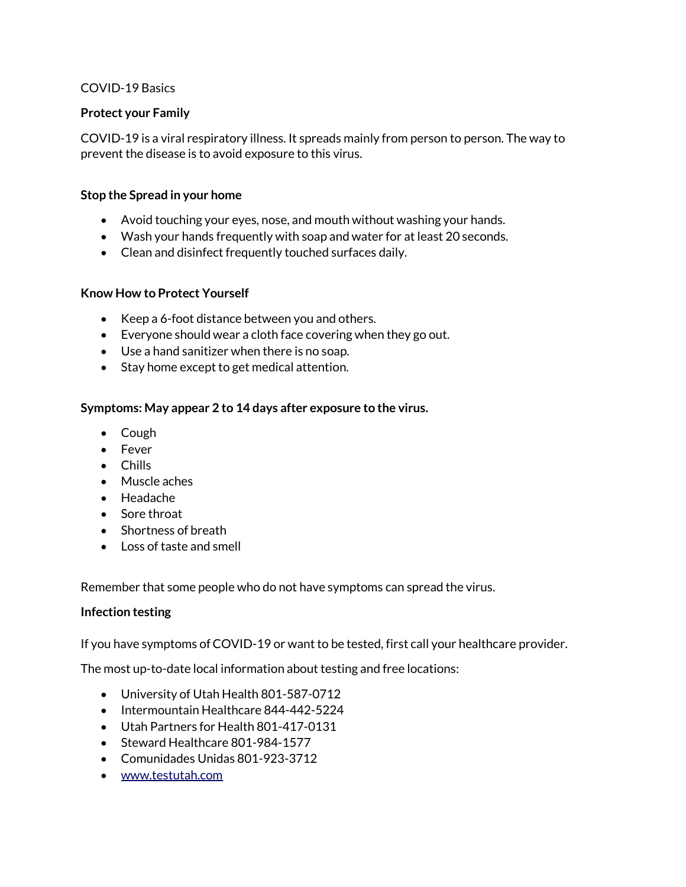COVID-19 Basics

## Protect your Family

COVID-19 is a viral respiratory illness. It spreads mainly from person to person. The way to prevent the disease is to avoid exposure to this virus.

## Stop the Spread in your home

- Avoid touching your eyes, nose, and mouth without washing your hands.
- Wash your hands frequently with soap and water for at least 20 seconds.
- Clean and disinfect frequently touched surfaces daily.

## Know How to Protect Yourself

- Keep a 6-foot distance between you and others.
- Everyone should wear a cloth face covering when they go out.
- Use a hand sanitizer when there is no soap.
- Stay home except to get medical attention.

## Symptoms: May appear 2 to 14 days after exposure to the virus.

- Cough
- Fever
- Chills
- Muscle aches
- Headache
- Sore throat
- Shortness of breath
- Loss of taste and smell

Remember that some people who do not have symptoms can spread the virus.

## Infection testing

If you have symptoms of COVID-19 or want to be tested, first call your healthcare provider.

The most up-to-date local information about testing and free locations:

- University of Utah Health 801-587-0712
- Intermountain Healthcare 844-442-5224
- Utah Partners for Health 801-417-0131
- Steward Healthcare 801-984-1577
- Comunidades Unidas 801-923-3712
- [www.testutah.com](http://www.testutah.com)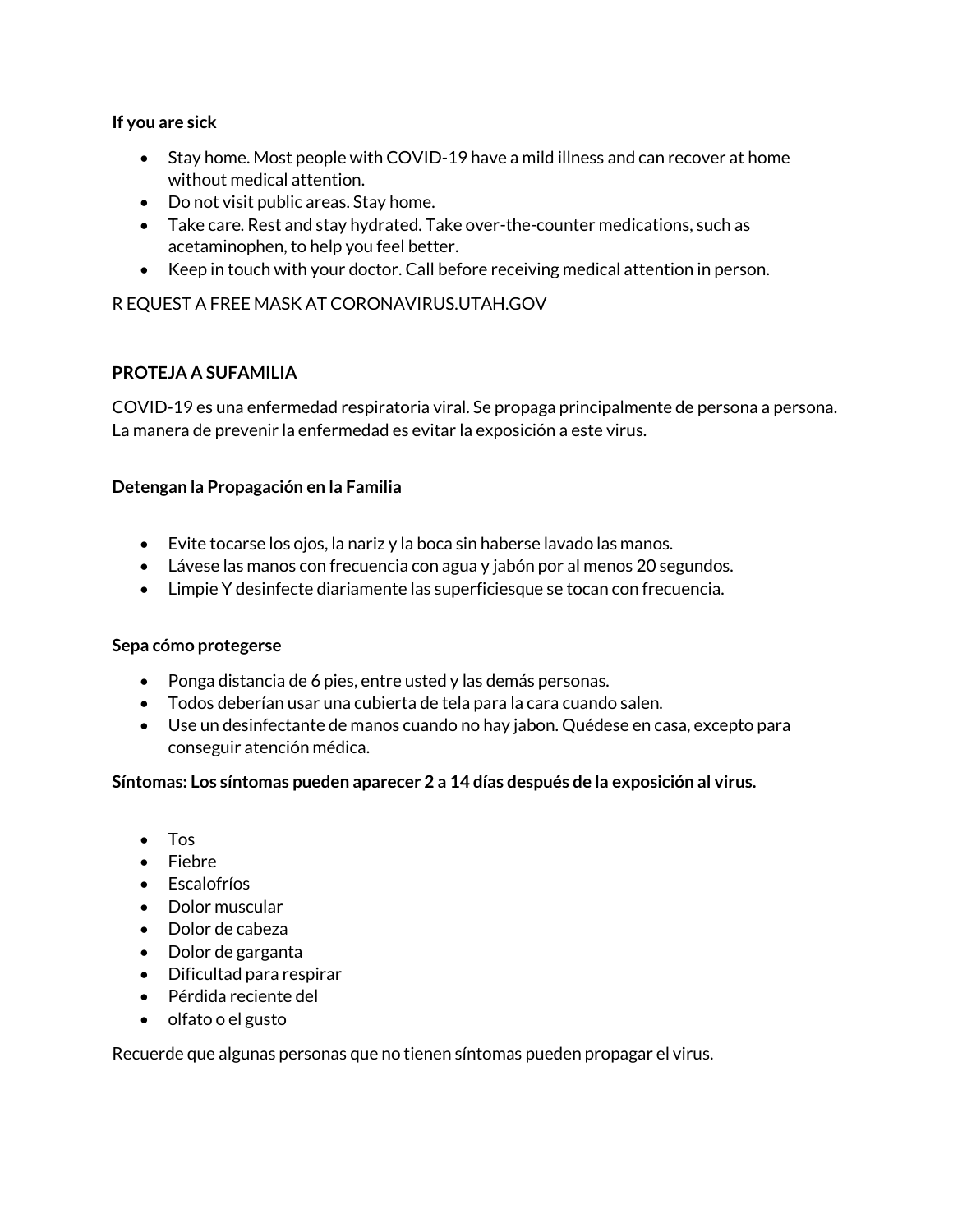**If you are sick**

- Stay home. Most people with COVID-19 have a mild illness and can recover at home without medical attention.
- Do not visit public areas. Stay home.
- Take care. Rest and stay hydrated. Take over-the-counter medications, such as acetaminophen, to help you feel better.
- Keep in touch with your doctor. Call before receiving medical attention in person.

R EQUEST A FREE MASK AT CORONAVIRUS.UTAH.GOV

**PROTEJA A SUFAMILIA**

COVID-19 es una enfermedad respiratoria viral. Se propaga principalmente de persona a persona. La manera de prevenir la enfermedad es evitar la exposición a este virus.

**Detengan la Propagación en la Familia**

- Evite tocarse los ojos, la nariz y la boca sin haberse lavado las manos.
- Lávese las manos con frecuencia con agua y jabón por al menos 20 segundos.
- Limpie Y desinfecte diariamente las superficiesque se tocan con frecuencia.

**Sepa cómo protegerse**

- Ponga distancia de 6 pies, entre usted y las demás personas.
- Todos deberían usar una cubierta de tela para la cara cuando salen.
- Use un desinfectante de manos cuando no hay jabon. Quédese en casa, excepto para conseguir atención médica.

**Síntomas: Los síntomas pueden aparecer 2 a 14 días después de la exposición al virus.**

- Tos
- Fiebre
- Escalofríos
- Dolor muscular
- Dolor de cabeza
- Dolor de garganta
- Dificultad para respirar
- Pérdida reciente del
- olfato o el gusto

Recuerde que algunas personas que no tienen síntomas pueden propagar el virus.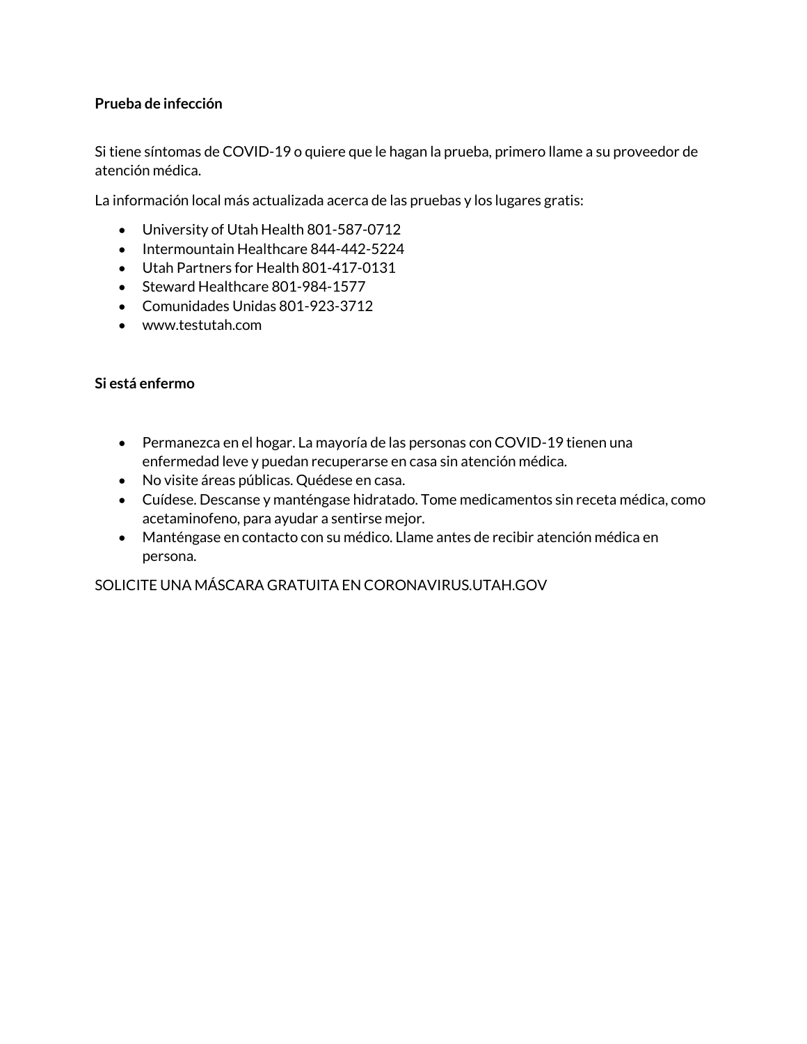**Prueba de infección**

Si tiene síntomas de COVID-19 o quiere que le hagan la prueba, primero llame a su proveedor de atención médica.

La información local más actualizada acerca de las pruebas y los lugares gratis:

- University of Utah Health 801-587-0712
- Intermountain Healthcare 844-442-5224
- Utah Partners for Health 801-417-0131
- Steward Healthcare 801-984-1577
- Comunidades Unidas 801-923-3712
- www.testutah.com

**Si está enfermo**

- Permanezca en el hogar. La mayoría de las personas con COVID-19 tienen una enfermedad leve y puedan recuperarse en casa sin atención médica.
- No visite áreas públicas. Quédese en casa.
- Cuídese. Descanse y manténgase hidratado. Tome medicamentos sin receta médica, como acetaminofeno, para ayudar a sentirse mejor.
- Manténgase en contacto con su médico. Llame antes de recibir atención médica en persona.

SOLICITE UNA MÁSCARA GRATUITA EN CORONAVIRUS.UTAH.GOV